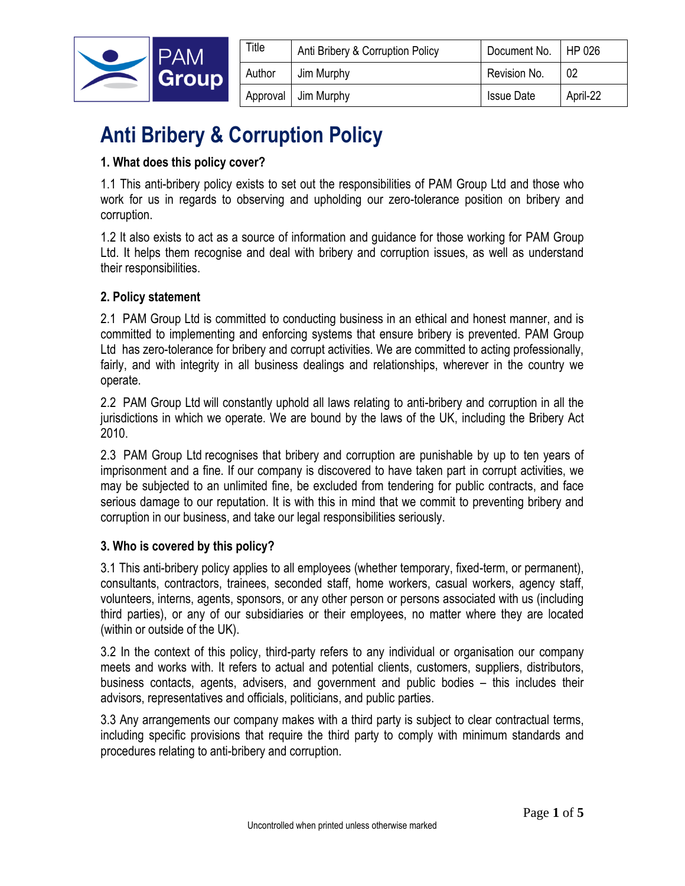| Title | Anti Bribery & Corruption Policy | Document No. | HP 026 |
|---|---|---|---|
| Author | Jim Murphy | Revision No. | 02 |
| Approval | Jim Murphy | Issue Date | April-22 |

# Anti Bribery & Corruption Policy

**1. What does this policy cover?**

1.1 This anti-bribery policy exists to set out the responsibilities of PAM Group Ltd and those who work for us in regards to observing and upholding our zero-tolerance position on bribery and corruption.

1.2 It also exists to act as a source of information and guidance for those working for PAM Group Ltd. It helps them recognise and deal with bribery and corruption issues, as well as understand their responsibilities.

**2. Policy statement**

2.1 PAM Group Ltd is committed to conducting business in an ethical and honest manner, and is committed to implementing and enforcing systems that ensure bribery is prevented. PAM Group Ltd has zero-tolerance for bribery and corrupt activities. We are committed to acting professionally, fairly, and with integrity in all business dealings and relationships, wherever in the country we operate.

2.2 PAM Group Ltd will constantly uphold all laws relating to anti-bribery and corruption in all the jurisdictions in which we operate. We are bound by the laws of the UK, including the Bribery Act 2010.

2.3 PAM Group Ltd recognises that bribery and corruption are punishable by up to ten years of imprisonment and a fine. If our company is discovered to have taken part in corrupt activities, we may be subjected to an unlimited fine, be excluded from tendering for public contracts, and face serious damage to our reputation. It is with this in mind that we commit to preventing bribery and corruption in our business, and take our legal responsibilities seriously.

**3. Who is covered by this policy?**

3.1 This anti-bribery policy applies to all employees (whether temporary, fixed-term, or permanent), consultants, contractors, trainees, seconded staff, home workers, casual workers, agency staff, volunteers, interns, agents, sponsors, or any other person or persons associated with us (including third parties), or any of our subsidiaries or their employees, no matter where they are located (within or outside of the UK).

3.2 In the context of this policy, third-party refers to any individual or organisation our company meets and works with. It refers to actual and potential clients, customers, suppliers, distributors, business contacts, agents, advisers, and government and public bodies – this includes their advisors, representatives and officials, politicians, and public parties.

3.3 Any arrangements our company makes with a third party is subject to clear contractual terms, including specific provisions that require the third party to comply with minimum standards and procedures relating to anti-bribery and corruption.

Uncontrolled when printed unless otherwise marked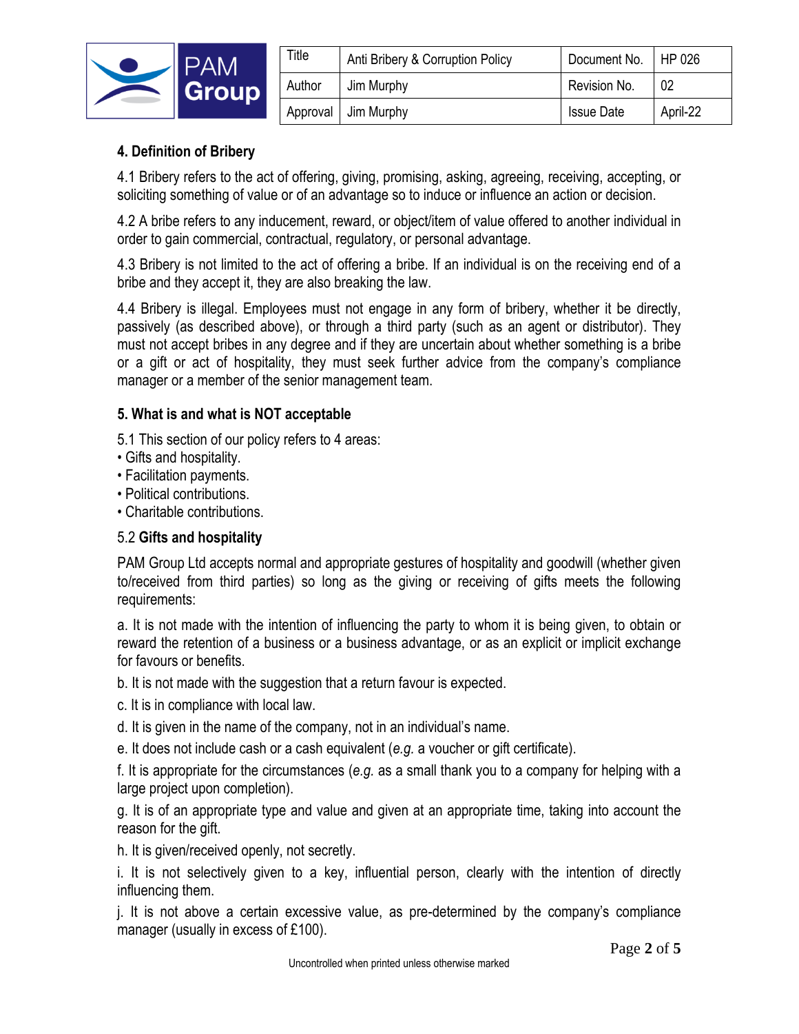## 4. Definition of Bribery

4.1 Bribery refers to the act of offering, giving, promising, asking, agreeing, receiving, accepting, or soliciting something of value or of an advantage so to induce or influence an action or decision.

4.2 A bribe refers to any inducement, reward, or object/item of value offered to another individual in order to gain commercial, contractual, regulatory, or personal advantage.

4.3 Bribery is not limited to the act of offering a bribe. If an individual is on the receiving end of a bribe and they accept it, they are also breaking the law.

4.4 Bribery is illegal. Employees must not engage in any form of bribery, whether it be directly, passively (as described above), or through a third party (such as an agent or distributor). They must not accept bribes in any degree and if they are uncertain about whether something is a bribe or a gift or act of hospitality, they must seek further advice from the company's compliance manager or a member of the senior management team.

## 5. What is and what is NOT acceptable

5.1 This section of our policy refers to 4 areas:

- Gifts and hospitality.
- Facilitation payments.
- Political contributions.
- Charitable contributions.

5.2 **Gifts and hospitality**

PAM Group Ltd accepts normal and appropriate gestures of hospitality and goodwill (whether given to/received from third parties) so long as the giving or receiving of gifts meets the following requirements:

a. It is not made with the intention of influencing the party to whom it is being given, to obtain or reward the retention of a business or a business advantage, or as an explicit or implicit exchange for favours or benefits.

b. It is not made with the suggestion that a return favour is expected.

c. It is in compliance with local law.

d. It is given in the name of the company, not in an individual's name.

e. It does not include cash or a cash equivalent (*e.g.* a voucher or gift certificate).

f. It is appropriate for the circumstances (*e.g.* as a small thank you to a company for helping with a large project upon completion).

g. It is of an appropriate type and value and given at an appropriate time, taking into account the reason for the gift.

h. It is given/received openly, not secretly.

i. It is not selectively given to a key, influential person, clearly with the intention of directly influencing them.

j. It is not above a certain excessive value, as pre-determined by the company's compliance manager (usually in excess of £100).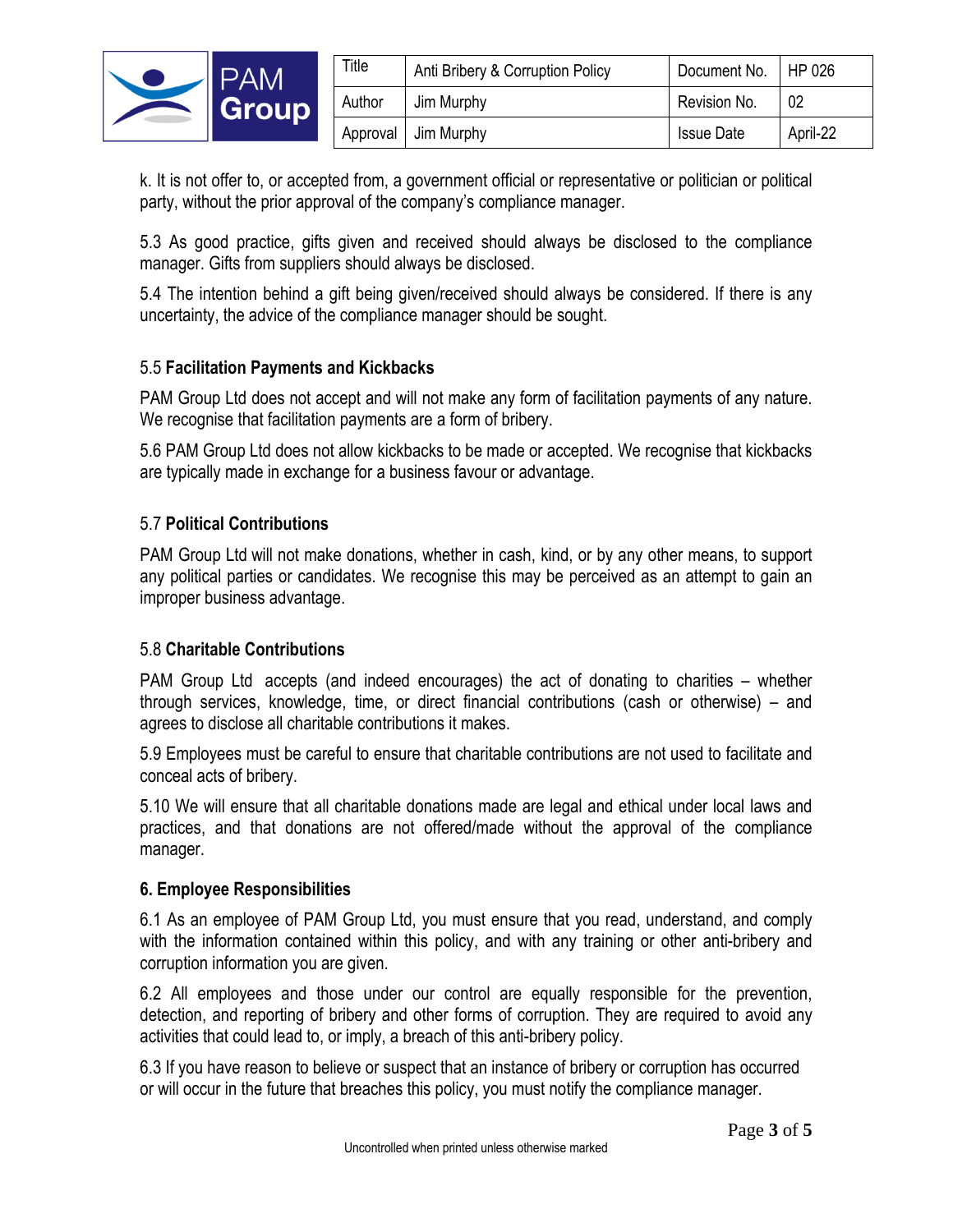k. It is not offer to, or accepted from, a government official or representative or politician or political party, without the prior approval of the company's compliance manager.

5.3 As good practice, gifts given and received should always be disclosed to the compliance manager. Gifts from suppliers should always be disclosed.

5.4 The intention behind a gift being given/received should always be considered. If there is any uncertainty, the advice of the compliance manager should be sought.

### 5.5 **Facilitation Payments and Kickbacks**

PAM Group Ltd does not accept and will not make any form of facilitation payments of any nature. We recognise that facilitation payments are a form of bribery.

5.6 PAM Group Ltd does not allow kickbacks to be made or accepted. We recognise that kickbacks are typically made in exchange for a business favour or advantage.

### 5.7 **Political Contributions**

PAM Group Ltd will not make donations, whether in cash, kind, or by any other means, to support any political parties or candidates. We recognise this may be perceived as an attempt to gain an improper business advantage.

### 5.8 **Charitable Contributions**

PAM Group Ltd accepts (and indeed encourages) the act of donating to charities – whether through services, knowledge, time, or direct financial contributions (cash or otherwise) – and agrees to disclose all charitable contributions it makes.

5.9 Employees must be careful to ensure that charitable contributions are not used to facilitate and conceal acts of bribery.

5.10 We will ensure that all charitable donations made are legal and ethical under local laws and practices, and that donations are not offered/made without the approval of the compliance manager.

## 6. Employee Responsibilities

6.1 As an employee of PAM Group Ltd, you must ensure that you read, understand, and comply with the information contained within this policy, and with any training or other anti-bribery and corruption information you are given.

6.2 All employees and those under our control are equally responsible for the prevention, detection, and reporting of bribery and other forms of corruption. They are required to avoid any activities that could lead to, or imply, a breach of this anti-bribery policy.

6.3 If you have reason to believe or suspect that an instance of bribery or corruption has occurred or will occur in the future that breaches this policy, you must notify the compliance manager.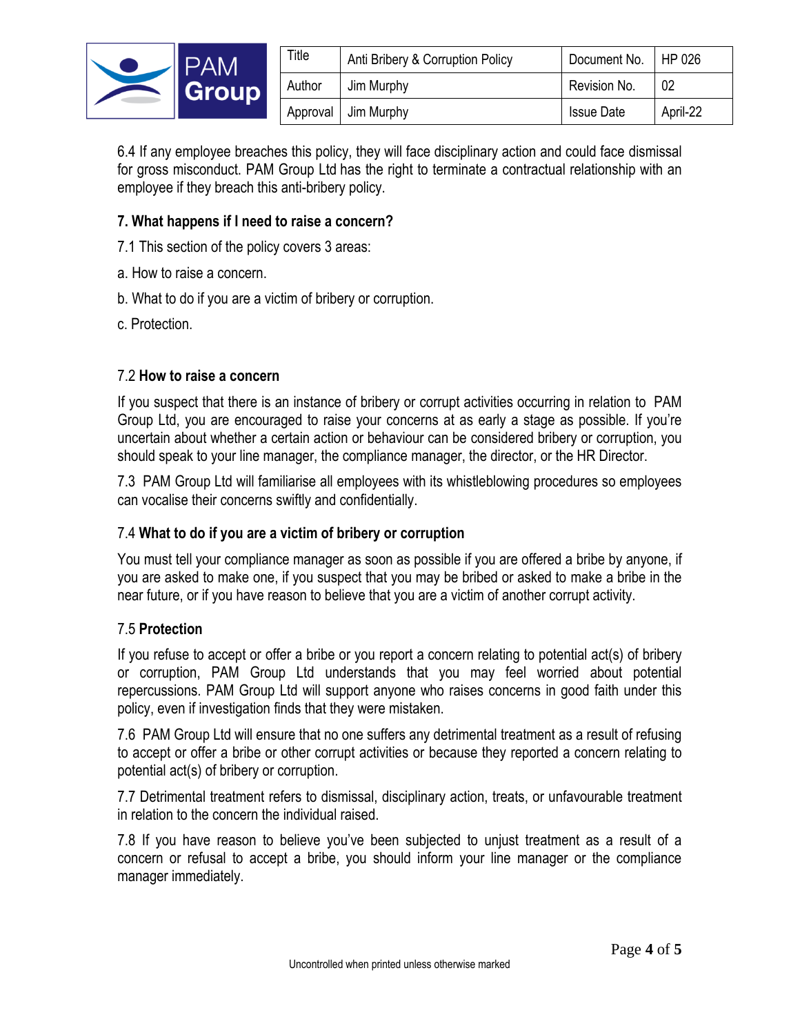6.4 If any employee breaches this policy, they will face disciplinary action and could face dismissal for gross misconduct. PAM Group Ltd has the right to terminate a contractual relationship with an employee if they breach this anti-bribery policy.

## 7. What happens if I need to raise a concern?

7.1 This section of the policy covers 3 areas:

a. How to raise a concern.

b. What to do if you are a victim of bribery or corruption.

c. Protection.

### 7.2 **How to raise a concern**

If you suspect that there is an instance of bribery or corrupt activities occurring in relation to PAM Group Ltd, you are encouraged to raise your concerns at as early a stage as possible. If you're uncertain about whether a certain action or behaviour can be considered bribery or corruption, you should speak to your line manager, the compliance manager, the director, or the HR Director.

7.3 PAM Group Ltd will familiarise all employees with its whistleblowing procedures so employees can vocalise their concerns swiftly and confidentially.

### 7.4 **What to do if you are a victim of bribery or corruption**

You must tell your compliance manager as soon as possible if you are offered a bribe by anyone, if you are asked to make one, if you suspect that you may be bribed or asked to make a bribe in the near future, or if you have reason to believe that you are a victim of another corrupt activity.

### 7.5 **Protection**

If you refuse to accept or offer a bribe or you report a concern relating to potential act(s) of bribery or corruption, PAM Group Ltd understands that you may feel worried about potential repercussions. PAM Group Ltd will support anyone who raises concerns in good faith under this policy, even if investigation finds that they were mistaken.

7.6 PAM Group Ltd will ensure that no one suffers any detrimental treatment as a result of refusing to accept or offer a bribe or other corrupt activities or because they reported a concern relating to potential act(s) of bribery or corruption.

7.7 Detrimental treatment refers to dismissal, disciplinary action, treats, or unfavourable treatment in relation to the concern the individual raised.

7.8 If you have reason to believe you've been subjected to unjust treatment as a result of a concern or refusal to accept a bribe, you should inform your line manager or the compliance manager immediately.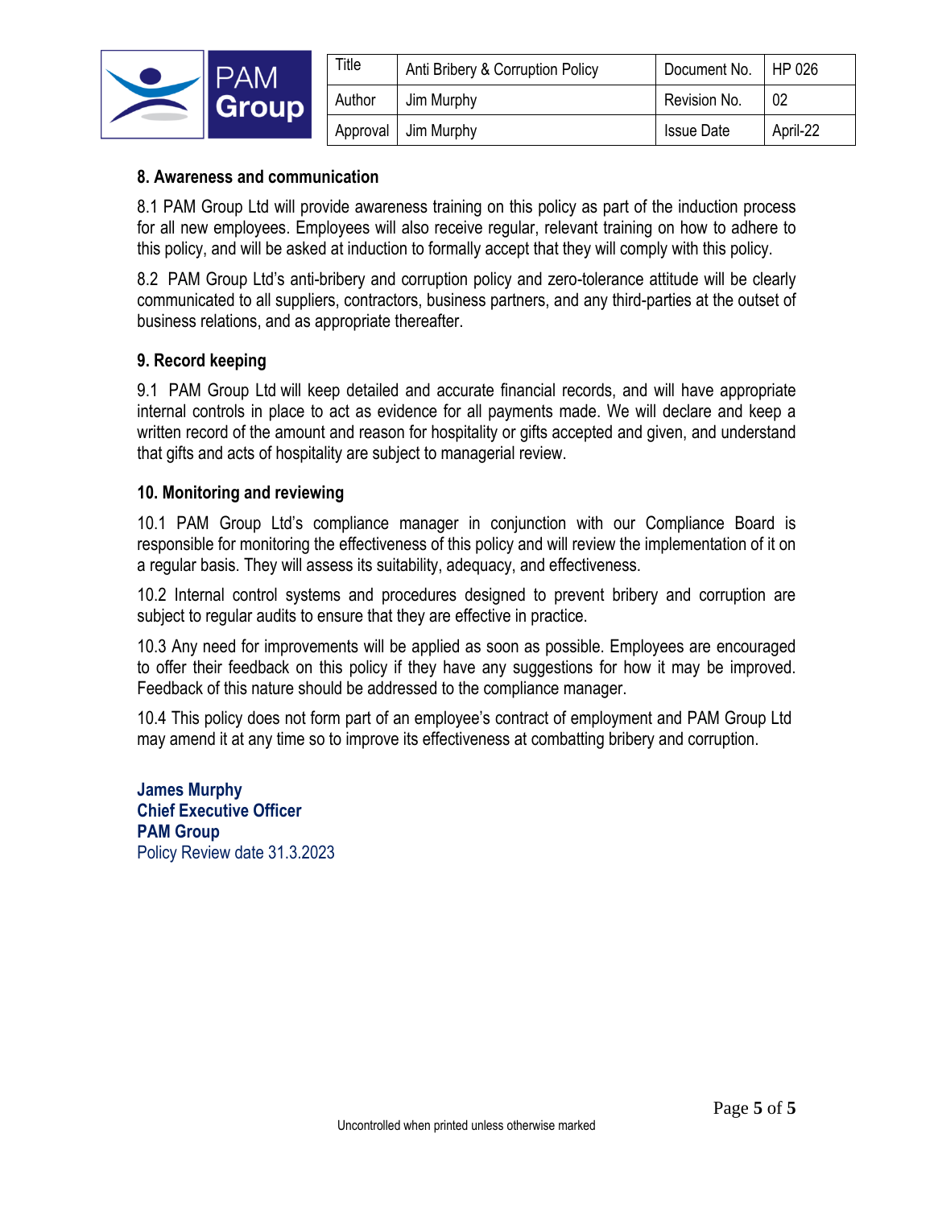## 8. Awareness and communication

8.1 PAM Group Ltd will provide awareness training on this policy as part of the induction process for all new employees. Employees will also receive regular, relevant training on how to adhere to this policy, and will be asked at induction to formally accept that they will comply with this policy.

8.2 PAM Group Ltd's anti-bribery and corruption policy and zero-tolerance attitude will be clearly communicated to all suppliers, contractors, business partners, and any third-parties at the outset of business relations, and as appropriate thereafter.

## 9. Record keeping

9.1 PAM Group Ltd will keep detailed and accurate financial records, and will have appropriate internal controls in place to act as evidence for all payments made. We will declare and keep a written record of the amount and reason for hospitality or gifts accepted and given, and understand that gifts and acts of hospitality are subject to managerial review.

## 10. Monitoring and reviewing

10.1 PAM Group Ltd's compliance manager in conjunction with our Compliance Board is responsible for monitoring the effectiveness of this policy and will review the implementation of it on a regular basis. They will assess its suitability, adequacy, and effectiveness.

10.2 Internal control systems and procedures designed to prevent bribery and corruption are subject to regular audits to ensure that they are effective in practice.

10.3 Any need for improvements will be applied as soon as possible. Employees are encouraged to offer their feedback on this policy if they have any suggestions for how it may be improved. Feedback of this nature should be addressed to the compliance manager.

10.4 This policy does not form part of an employee's contract of employment and PAM Group Ltd may amend it at any time so to improve its effectiveness at combatting bribery and corruption.

**James Murphy**
**Chief Executive Officer**
**PAM Group**
Policy Review date 31.3.2023